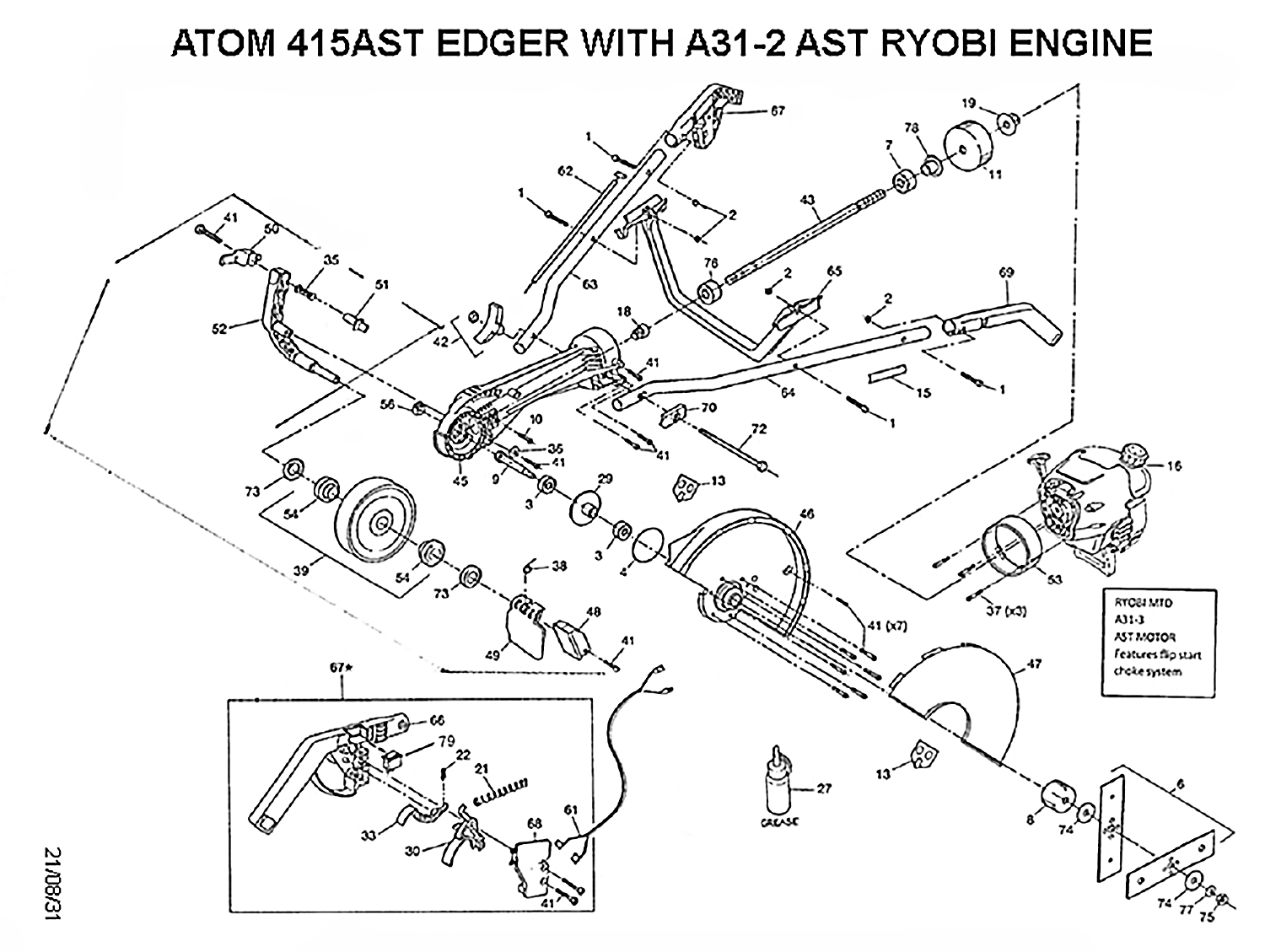# ATOM 415AST EDGER WITH A31-2 AST RYOBI ENGINE

RYOBI MTD
A31-3
AST MOTOR
Features flip start
choke system

21/08/31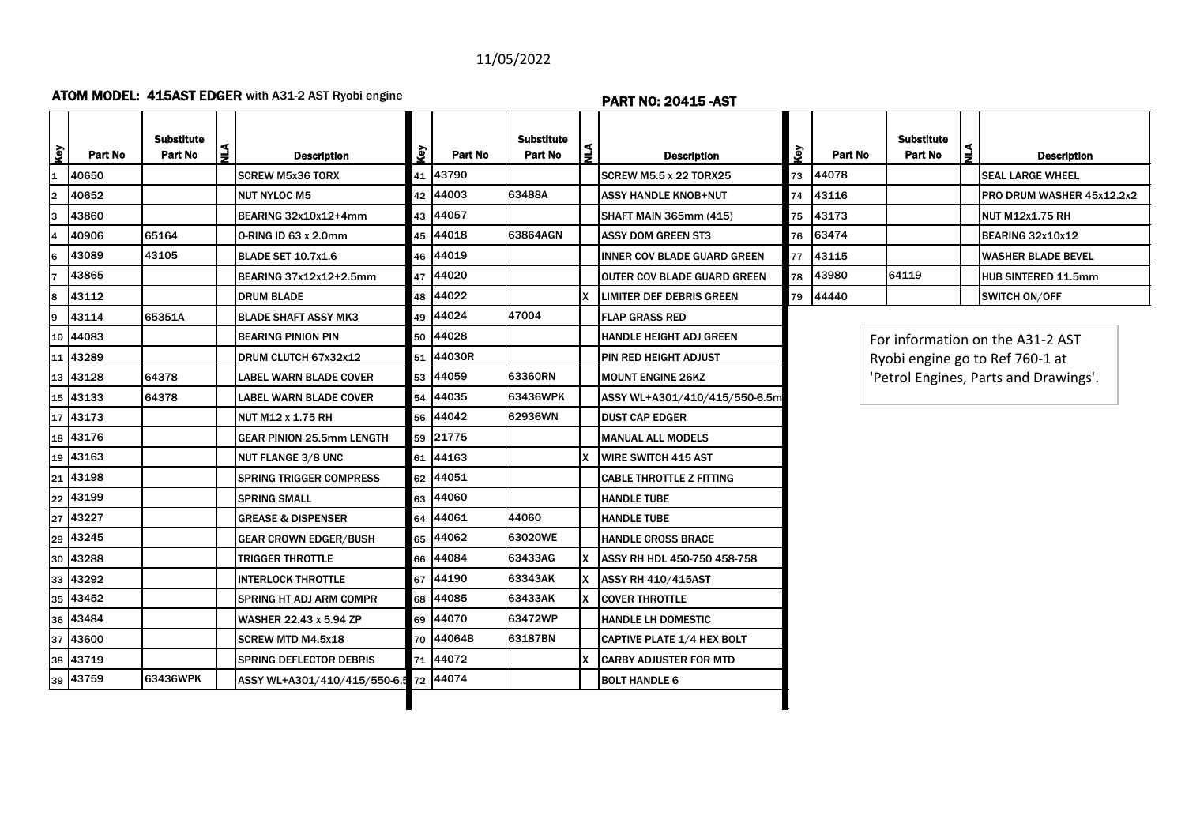11/05/2022

**ATOM MODEL: 415AST EDGER** with A31-2 AST Ryobi engine

**PART NO: 20415 -AST**

| Key | Part No | Substitute Part No | NLA | Description | Key | Part No | Substitute Part No | NLA | Description | Key | Part No | Substitute Part No | NLA | Description |
|---|---|---|---|---|---|---|---|---|---|---|---|---|---|---|
| 1 | 40650 | | | SCREW M5x36 TORX | 41 | 43790 | | | SCREW M5.5 x 22 TORX25 | 73 | 44078 | | | SEAL LARGE WHEEL |
| 2 | 40652 | | | NUT NYLOC M5 | 42 | 44003 | 63488A | | ASSY HANDLE KNOB+NUT | 74 | 43116 | | | PRO DRUM WASHER 45x12.2x2 |
| 3 | 43860 | | | BEARING 32x10x12+4mm | 43 | 44057 | | | SHAFT MAIN 365mm (415) | 75 | 43173 | | | NUT M12x1.75 RH |
| 4 | 40906 | 65164 | | O-RING ID 63 x 2.0mm | 45 | 44018 | 63864AGN | | ASSY DOM GREEN ST3 | 76 | 63474 | | | BEARING 32x10x12 |
| 6 | 43089 | 43105 | | BLADE SET 10.7x1.6 | 46 | 44019 | | | INNER COV BLADE GUARD GREEN | 77 | 43115 | | | WASHER BLADE BEVEL |
| 7 | 43865 | | | BEARING 37x12x12+2.5mm | 47 | 44020 | | | OUTER COV BLADE GUARD GREEN | 78 | 43980 | 64119 | | HUB SINTERED 11.5mm |
| 8 | 43112 | | | DRUM BLADE | 48 | 44022 | | X | LIMITER DEF DEBRIS GREEN | 79 | 44440 | | | SWITCH ON/OFF |
| 9 | 43114 | 65351A | | BLADE SHAFT ASSY MK3 | 49 | 44024 | 47004 | | FLAP GRASS RED | | | | | |
| 10 | 44083 | | | BEARING PINION PIN | 50 | 44028 | | | HANDLE HEIGHT ADJ GREEN | | | | | |
| 11 | 43289 | | | DRUM CLUTCH 67x32x12 | 51 | 44030R | | | PIN RED HEIGHT ADJUST | | | | | |
| 13 | 43128 | 64378 | | LABEL WARN BLADE COVER | 53 | 44059 | 63360RN | | MOUNT ENGINE 26KZ | | | | | |
| 15 | 43133 | 64378 | | LABEL WARN BLADE COVER | 54 | 44035 | 63436WPK | | ASSY WL+A301/410/415/550-6.5m | | | | | |
| 17 | 43173 | | | NUT M12 x 1.75 RH | 56 | 44042 | 62936WN | | DUST CAP EDGER | | | | | |
| 18 | 43176 | | | GEAR PINION 25.5mm LENGTH | 59 | 21775 | | | MANUAL ALL MODELS | | | | | |
| 19 | 43163 | | | NUT FLANGE 3/8 UNC | 61 | 44163 | | X | WIRE SWITCH 415 AST | | | | | |
| 21 | 43198 | | | SPRING TRIGGER COMPRESS | 62 | 44051 | | | CABLE THROTTLE Z FITTING | | | | | |
| 22 | 43199 | | | SPRING SMALL | 63 | 44060 | | | HANDLE TUBE | | | | | |
| 27 | 43227 | | | GREASE & DISPENSER | 64 | 44061 | 44060 | | HANDLE TUBE | | | | | |
| 29 | 43245 | | | GEAR CROWN EDGER/BUSH | 65 | 44062 | 63020WE | | HANDLE CROSS BRACE | | | | | |
| 30 | 43288 | | | TRIGGER THROTTLE | 66 | 44084 | 63433AG | X | ASSY RH HDL 450-750 458-758 | | | | | |
| 33 | 43292 | | | INTERLOCK THROTTLE | 67 | 44190 | 63343AK | X | ASSY RH 410/415AST | | | | | |
| 35 | 43452 | | | SPRING HT ADJ ARM COMPR | 68 | 44085 | 63433AK | X | COVER THROTTLE | | | | | |
| 36 | 43484 | | | WASHER 22.43 x 5.94 ZP | 69 | 44070 | 63472WP | | HANDLE LH DOMESTIC | | | | | |
| 37 | 43600 | | | SCREW MTD M4.5x18 | 70 | 44064B | 63187BN | | CAPTIVE PLATE 1/4 HEX BOLT | | | | | |
| 38 | 43719 | | | SPRING DEFLECTOR DEBRIS | 71 | 44072 | | X | CARBY ADJUSTER FOR MTD | | | | | |
| 39 | 43759 | 63436WPK | | ASSY WL+A301/410/415/550-6.5 | 72 | 44074 | | | BOLT HANDLE 6 | | | | | |

For information on the A31-2 AST Ryobi engine go to Ref 760-1 at 'Petrol Engines, Parts and Drawings'.